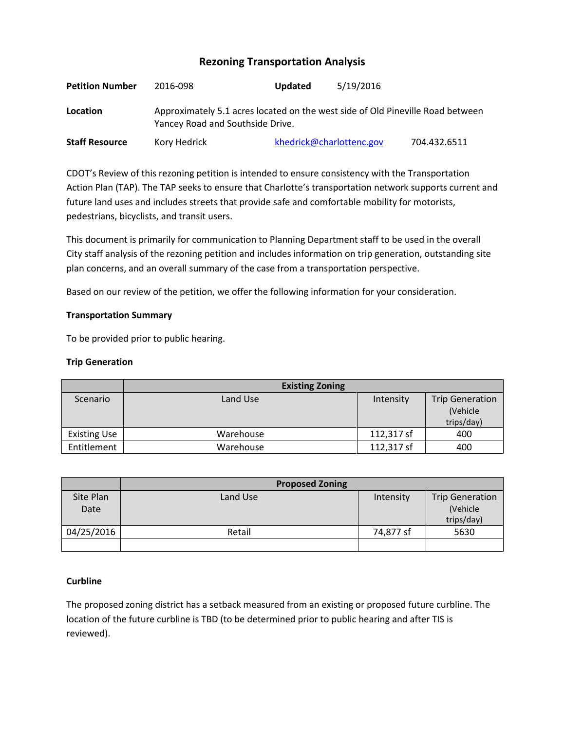# Rezoning Transportation Analysis

**Petition Number** 2016-098 **Updated** 5/19/2016

**Location** Approximately 5.1 acres located on the west side of Old Pineville Road between Yancey Road and Southside Drive.

**Staff Resource** Kory Hedrick khedrick@charlottenc.gov 704.432.6511

CDOT's Review of this rezoning petition is intended to ensure consistency with the Transportation Action Plan (TAP). The TAP seeks to ensure that Charlotte's transportation network supports current and future land uses and includes streets that provide safe and comfortable mobility for motorists, pedestrians, bicyclists, and transit users.

This document is primarily for communication to Planning Department staff to be used in the overall City staff analysis of the rezoning petition and includes information on trip generation, outstanding site plan concerns, and an overall summary of the case from a transportation perspective.

Based on our review of the petition, we offer the following information for your consideration.

**Transportation Summary**

To be provided prior to public hearing.

**Trip Generation**

| | Existing Zoning | | |
|---|---|---|---|
| Scenario | Land Use | Intensity | Trip Generation (Vehicle trips/day) |
| Existing Use | Warehouse | 112,317 sf | 400 |
| Entitlement | Warehouse | 112,317 sf | 400 |

| | Proposed Zoning | | |
|---|---|---|---|
| Site Plan Date | Land Use | Intensity | Trip Generation (Vehicle trips/day) |
| 04/25/2016 | Retail | 74,877 sf | 5630 |
| | | | |

**Curbline**

The proposed zoning district has a setback measured from an existing or proposed future curbline. The location of the future curbline is TBD (to be determined prior to public hearing and after TIS is reviewed).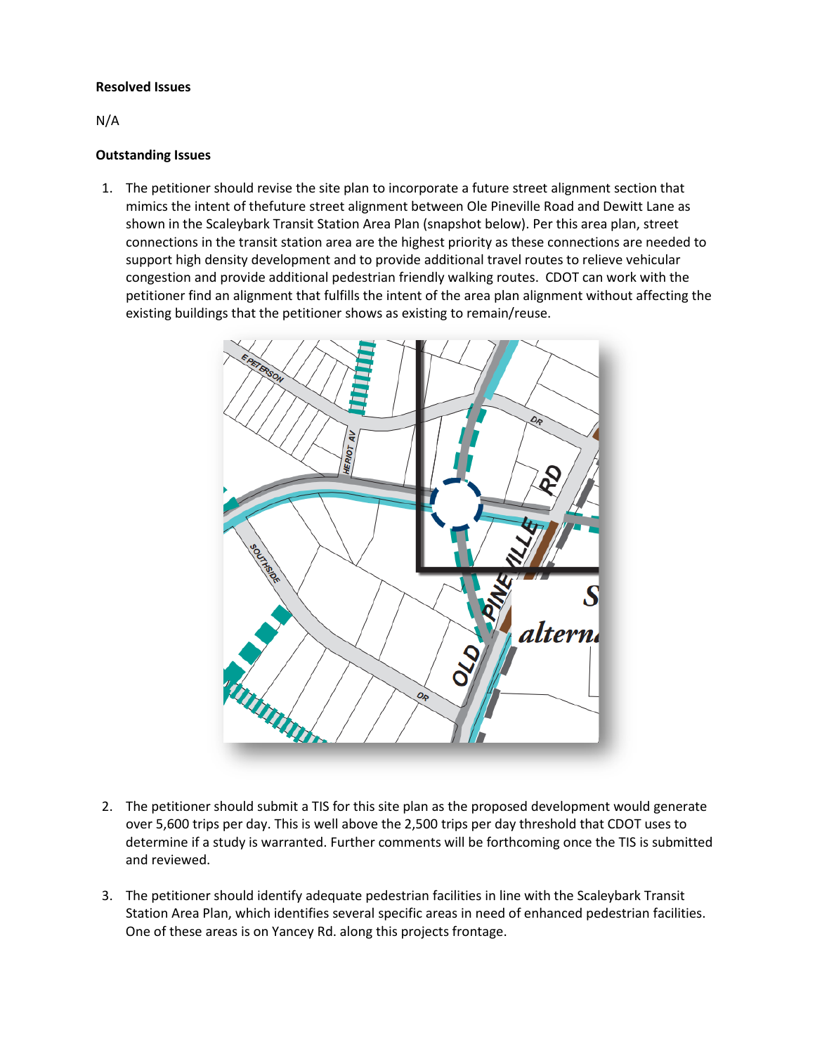**Resolved Issues**

N/A

**Outstanding Issues**

1. The petitioner should revise the site plan to incorporate a future street alignment section that mimics the intent of thefuture street alignment between Ole Pineville Road and Dewitt Lane as shown in the Scaleybark Transit Station Area Plan (snapshot below). Per this area plan, street connections in the transit station area are the highest priority as these connections are needed to support high density development and to provide additional travel routes to relieve vehicular congestion and provide additional pedestrian friendly walking routes. CDOT can work with the petitioner find an alignment that fulfills the intent of the area plan alignment without affecting the existing buildings that the petitioner shows as existing to remain/reuse.

2. The petitioner should submit a TIS for this site plan as the proposed development would generate over 5,600 trips per day. This is well above the 2,500 trips per day threshold that CDOT uses to determine if a study is warranted. Further comments will be forthcoming once the TIS is submitted and reviewed.

3. The petitioner should identify adequate pedestrian facilities in line with the Scaleybark Transit Station Area Plan, which identifies several specific areas in need of enhanced pedestrian facilities. One of these areas is on Yancey Rd. along this projects frontage.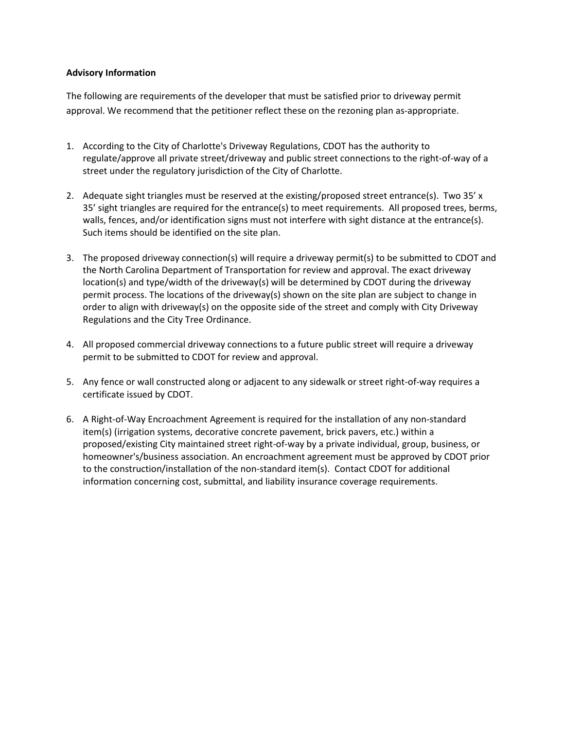**Advisory Information**

The following are requirements of the developer that must be satisfied prior to driveway permit approval. We recommend that the petitioner reflect these on the rezoning plan as-appropriate.

1. According to the City of Charlotte's Driveway Regulations, CDOT has the authority to regulate/approve all private street/driveway and public street connections to the right-of-way of a street under the regulatory jurisdiction of the City of Charlotte.

2. Adequate sight triangles must be reserved at the existing/proposed street entrance(s). Two 35' x 35' sight triangles are required for the entrance(s) to meet requirements. All proposed trees, berms, walls, fences, and/or identification signs must not interfere with sight distance at the entrance(s). Such items should be identified on the site plan.

3. The proposed driveway connection(s) will require a driveway permit(s) to be submitted to CDOT and the North Carolina Department of Transportation for review and approval. The exact driveway location(s) and type/width of the driveway(s) will be determined by CDOT during the driveway permit process. The locations of the driveway(s) shown on the site plan are subject to change in order to align with driveway(s) on the opposite side of the street and comply with City Driveway Regulations and the City Tree Ordinance.

4. All proposed commercial driveway connections to a future public street will require a driveway permit to be submitted to CDOT for review and approval.

5. Any fence or wall constructed along or adjacent to any sidewalk or street right-of-way requires a certificate issued by CDOT.

6. A Right-of-Way Encroachment Agreement is required for the installation of any non-standard item(s) (irrigation systems, decorative concrete pavement, brick pavers, etc.) within a proposed/existing City maintained street right-of-way by a private individual, group, business, or homeowner's/business association. An encroachment agreement must be approved by CDOT prior to the construction/installation of the non-standard item(s). Contact CDOT for additional information concerning cost, submittal, and liability insurance coverage requirements.